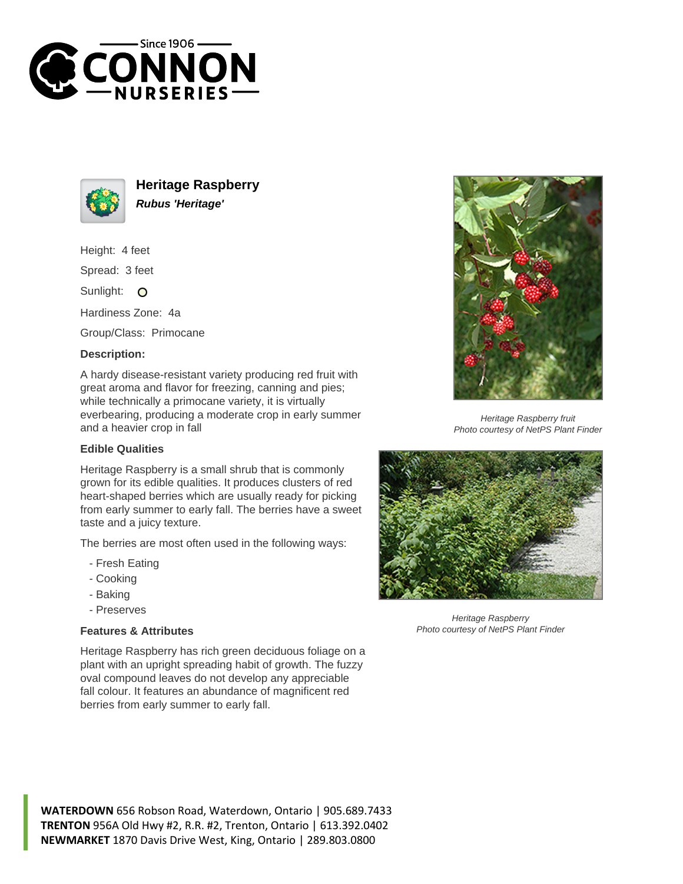# Heritage Raspberry

***Rubus 'Heritage'***

Height: 4 feet

Spread: 3 feet

Sunlight: ○

Hardiness Zone: 4a

Group/Class: Primocane

### Description:

A hardy disease-resistant variety producing red fruit with great aroma and flavor for freezing, canning and pies; while technically a primocane variety, it is virtually everbearing, producing a moderate crop in early summer and a heavier crop in fall

### Edible Qualities

Heritage Raspberry is a small shrub that is commonly grown for its edible qualities. It produces clusters of red heart-shaped berries which are usually ready for picking from early summer to early fall. The berries have a sweet taste and a juicy texture.

The berries are most often used in the following ways:

- Fresh Eating
- Cooking
- Baking
- Preserves

### Features & Attributes

Heritage Raspberry has rich green deciduous foliage on a plant with an upright spreading habit of growth. The fuzzy oval compound leaves do not develop any appreciable fall colour. It features an abundance of magnificent red berries from early summer to early fall.

*Heritage Raspberry fruit*
*Photo courtesy of NetPS Plant Finder*

*Heritage Raspberry*
*Photo courtesy of NetPS Plant Finder*

**WATERDOWN** 656 Robson Road, Waterdown, Ontario | 905.689.7433
**TRENTON** 956A Old Hwy #2, R.R. #2, Trenton, Ontario | 613.392.0402
**NEWMARKET** 1870 Davis Drive West, King, Ontario | 289.803.0800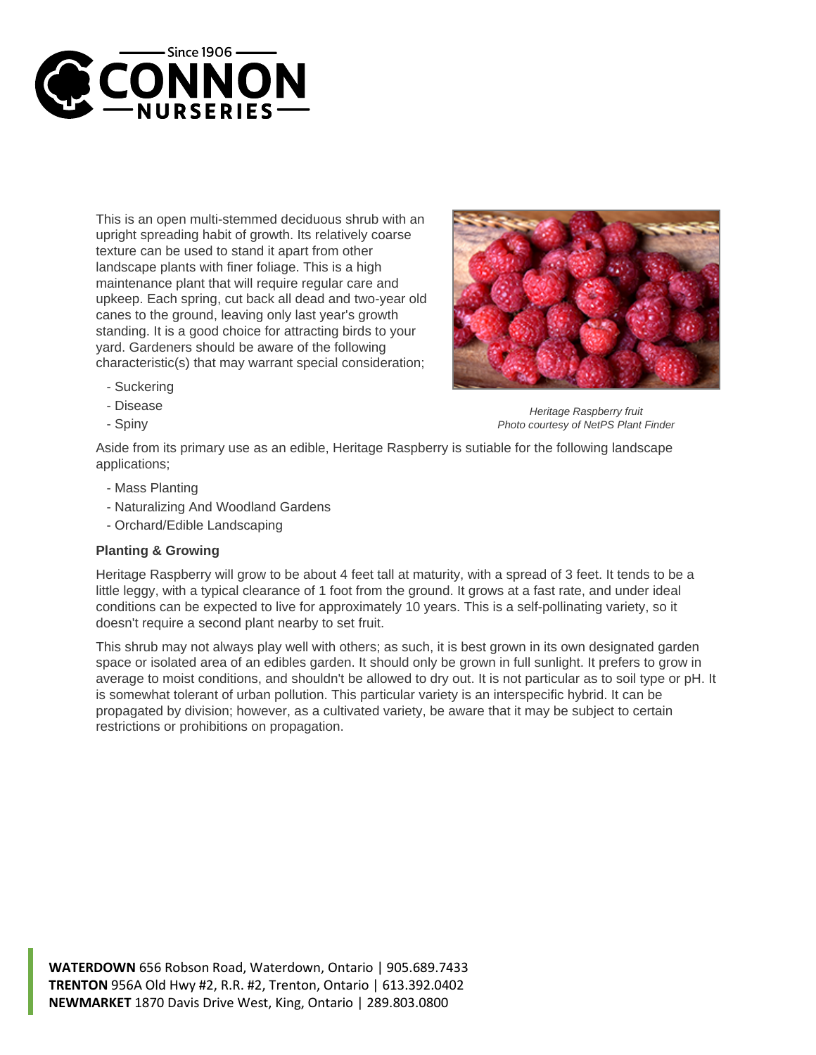This is an open multi-stemmed deciduous shrub with an upright spreading habit of growth. Its relatively coarse texture can be used to stand it apart from other landscape plants with finer foliage. This is a high maintenance plant that will require regular care and upkeep. Each spring, cut back all dead and two-year old canes to the ground, leaving only last year's growth standing. It is a good choice for attracting birds to your yard. Gardeners should be aware of the following characteristic(s) that may warrant special consideration;

- Suckering
- Disease
- Spiny

*Heritage Raspberry fruit*
*Photo courtesy of NetPS Plant Finder*

Aside from its primary use as an edible, Heritage Raspberry is sutiable for the following landscape applications;

- Mass Planting
- Naturalizing And Woodland Gardens
- Orchard/Edible Landscaping

**Planting & Growing**

Heritage Raspberry will grow to be about 4 feet tall at maturity, with a spread of 3 feet. It tends to be a little leggy, with a typical clearance of 1 foot from the ground. It grows at a fast rate, and under ideal conditions can be expected to live for approximately 10 years. This is a self-pollinating variety, so it doesn't require a second plant nearby to set fruit.

This shrub may not always play well with others; as such, it is best grown in its own designated garden space or isolated area of an edibles garden. It should only be grown in full sunlight. It prefers to grow in average to moist conditions, and shouldn't be allowed to dry out. It is not particular as to soil type or pH. It is somewhat tolerant of urban pollution. This particular variety is an interspecific hybrid. It can be propagated by division; however, as a cultivated variety, be aware that it may be subject to certain restrictions or prohibitions on propagation.